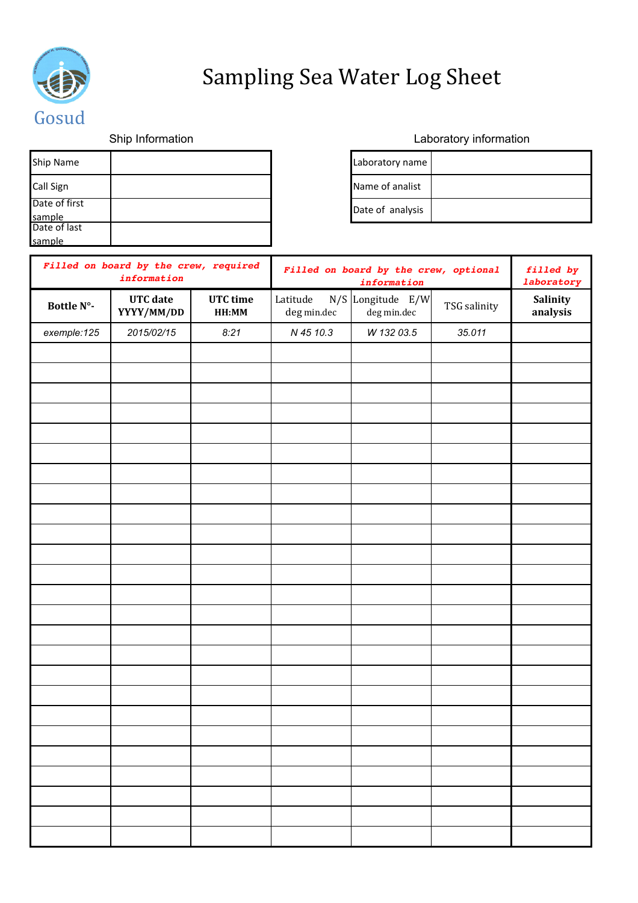Gosud

# Sampling Sea Water Log Sheet

## Ship Information

| Ship Name | |
|---|---|
| Call Sign | |
| Date of first sample | |
| Date of last sample | |

## Laboratory information

| Laboratory name | |
|---|---|
| Name of analist | |
| Date of analysis | |

| *Filled on board by the crew, required information* | | | *Filled on board by the crew, optional information* | | | *filled by laboratory* |
|---|---|---|---|---|---|---|
| **Bottle N°-** | **UTC date YYYY/MM/DD** | **UTC time HH:MM** | Latitude N/S deg min.dec | Longitude E/W deg min.dec | TSG salinity | **Salinity analysis** |
| *exemple:125* | *2015/02/15* | *8:21* | *N 45 10.3* | *W 132 03.5* | *35.011* | |
| | | | | | | |
| | | | | | | |
| | | | | | | |
| | | | | | | |
| | | | | | | |
| | | | | | | |
| | | | | | | |
| | | | | | | |
| | | | | | | |
| | | | | | | |
| | | | | | | |
| | | | | | | |
| | | | | | | |
| | | | | | | |
| | | | | | | |
| | | | | | | |
| | | | | | | |
| | | | | | | |
| | | | | | | |
| | | | | | | |
| | | | | | | |
| | | | | | | |
| | | | | | | |
| | | | | | | |
| | | | | | | |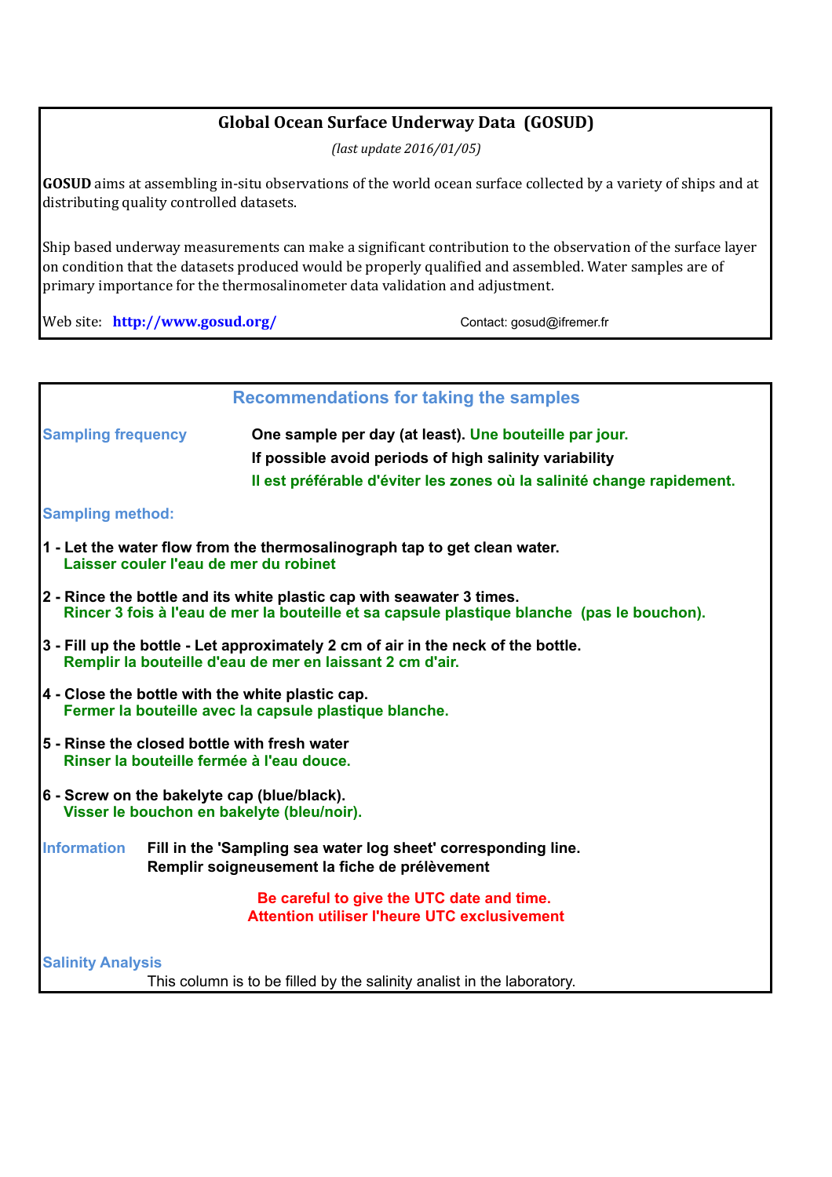# Global Ocean Surface Underway Data (GOSUD)

*(last update 2016/01/05)*

**GOSUD** aims at assembling in-situ observations of the world ocean surface collected by a variety of ships and at distributing quality controlled datasets.

Ship based underway measurements can make a significant contribution to the observation of the surface layer on condition that the datasets produced would be properly qualified and assembled. Water samples are of primary importance for the thermosalinometer data validation and adjustment.

Web site: **http://www.gosud.org/**    Contact: gosud@ifremer.fr

## Recommendations for taking the samples

**Sampling frequency**

**One sample per day (at least). Une bouteille par jour.**

**If possible avoid periods of high salinity variability**

**Il est préférable d'éviter les zones où la salinité change rapidement.**

**Sampling method:**

**1 - Let the water flow from the thermosalinograph tap to get clean water.**
**Laisser couler l'eau de mer du robinet**

**2 - Rince the bottle and its white plastic cap with seawater 3 times.**
**Rincer 3 fois à l'eau de mer la bouteille et sa capsule plastique blanche (pas le bouchon).**

**3 - Fill up the bottle - Let approximately 2 cm of air in the neck of the bottle.**
**Remplir la bouteille d'eau de mer en laissant 2 cm d'air.**

**4 - Close the bottle with the white plastic cap.**
**Fermer la bouteille avec la capsule plastique blanche.**

**5 - Rinse the closed bottle with fresh water**
**Rinser la bouteille fermée à l'eau douce.**

**6 - Screw on the bakelyte cap (blue/black).**
**Visser le bouchon en bakelyte (bleu/noir).**

**Information**

**Fill in the 'Sampling sea water log sheet' corresponding line.**
**Remplir soigneusement la fiche de prélèvement**

**Be careful to give the UTC date and time.**
**Attention utiliser l'heure UTC exclusivement**

**Salinity Analysis**

This column is to be filled by the salinity analist in the laboratory.